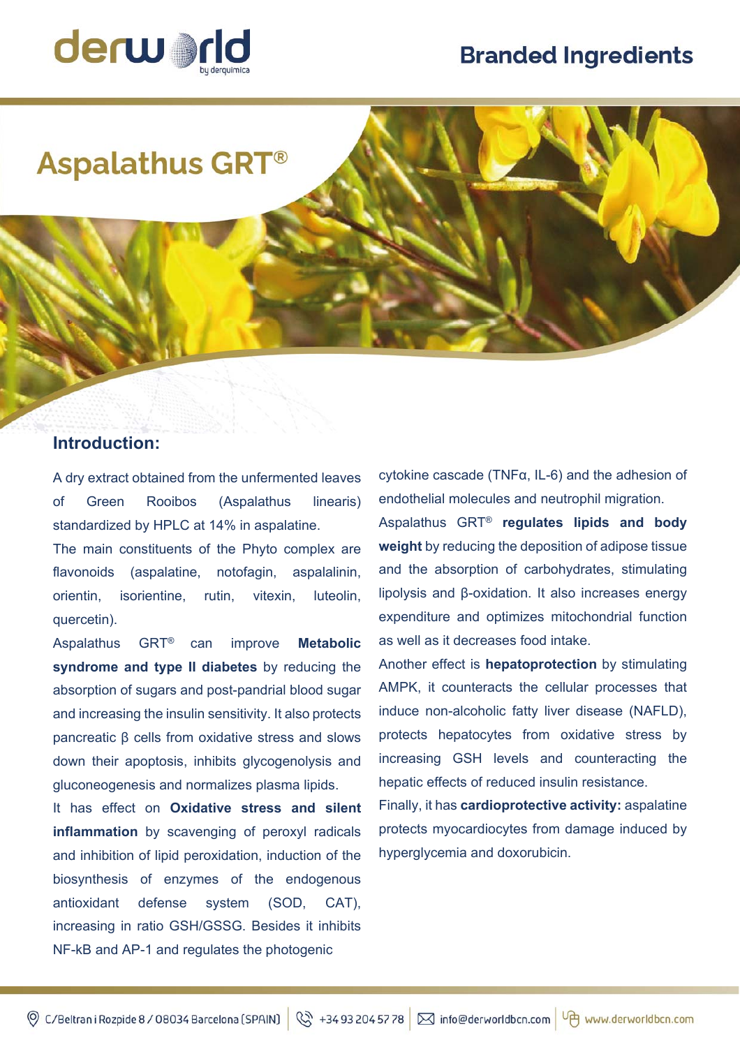# Aspalathus GRT®

## Introduction:

A dry extract obtained from the unfermented leaves of Green Rooibos (Aspalathus linearis) standardized by HPLC at 14% in aspalatine.

The main constituents of the Phyto complex are flavonoids (aspalatine, notofagin, aspalalinin, orientin, isoriententine, rutin, vitexin, luteolin, quercetin).

Aspalathus GRT® can improve **Metabolic syndrome and type II diabetes** by reducing the absorption of sugars and post-pandrial blood sugar and increasing the insulin sensitivity. It also protects pancreatic β cells from oxidative stress and slows down their apoptosis, inhibits glycogenolysis and gluconeogenesis and normalizes plasma lipids.

It has effect on **Oxidative stress and silent inflammation** by scavenging of peroxyl radicals and inhibition of lipid peroxidation, induction of the biosynthesis of enzymes of the endogenous antioxidant defense system (SOD, CAT), increasing in ratio GSH/GSSG. Besides it inhibits NF-kB and AP-1 and regulates the photogenic cytokine cascade (TNFα, IL-6) and the adhesion of endothelial molecules and neutrophil migration.

Aspalathus GRT® **regulates lipids and body weight** by reducing the deposition of adipose tissue and the absorption of carbohydrates, stimulating lipolysis and β-oxidation. It also increases energy expenditure and optimizes mitochondrial function as well as it decreases food intake.

Another effect is **hepatoprotection** by stimulating AMPK, it counteracts the cellular processes that induce non-alcoholic fatty liver disease (NAFLD), protects hepatocytes from oxidative stress by increasing GSH levels and counteracting the hepatic effects of reduced insulin resistance.

Finally, it has **cardioprotective activity:** aspalatine protects myocardiocytes from damage induced by hyperglycemia and doxorubicin.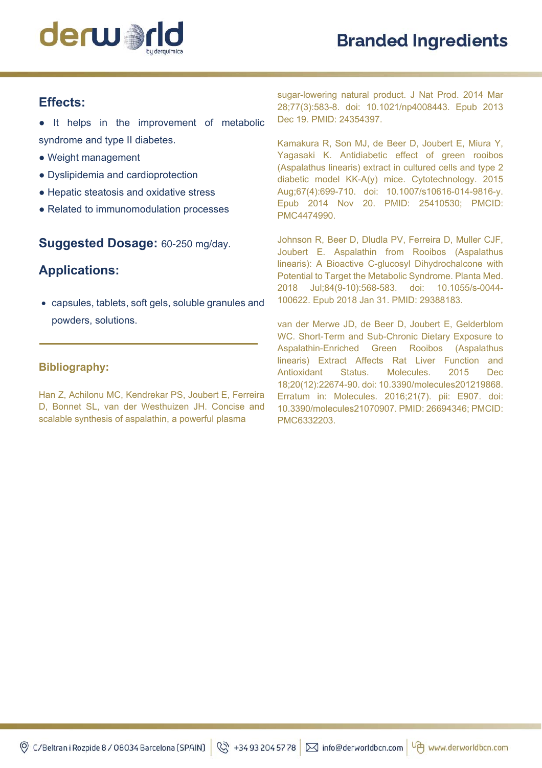## Effects:

- It helps in the improvement of metabolic syndrome and type II diabetes.
- Weight management
- Dyslipidemia and cardioprotection
- Hepatic steatosis and oxidative stress
- Related to immunomodulation processes

## Suggested Dosage: 60-250 mg/day.

## Applications:

- capsules, tablets, soft gels, soluble granules and powders, solutions.

---

### Bibliography:

Han Z, Achilonu MC, Kendrekar PS, Joubert E, Ferreira D, Bonnet SL, van der Westhuizen JH. Concise and scalable synthesis of aspalathin, a powerful plasma sugar-lowering natural product. J Nat Prod. 2014 Mar 28;77(3):583-8. doi: 10.1021/np4008443. Epub 2013 Dec 19. PMID: 24354397.

Kamakura R, Son MJ, de Beer D, Joubert E, Miura Y, Yagasaki K. Antidiabetic effect of green rooibos (Aspalathus linearis) extract in cultured cells and type 2 diabetic model KK-A(y) mice. Cytotechnology. 2015 Aug;67(4):699-710. doi: 10.1007/s10616-014-9816-y. Epub 2014 Nov 20. PMID: 25410530; PMCID: PMC4474990.

Johnson R, Beer D, Dludla PV, Ferreira D, Muller CJF, Joubert E. Aspalathin from Rooibos (Aspalathus linearis): A Bioactive C-glucosyl Dihydrochalcone with Potential to Target the Metabolic Syndrome. Planta Med. 2018 Jul;84(9-10):568-583. doi: 10.1055/s-0044-100622. Epub 2018 Jan 31. PMID: 29388183.

van der Merwe JD, de Beer D, Joubert E, Gelderblom WC. Short-Term and Sub-Chronic Dietary Exposure to Aspalathin-Enriched Green Rooibos (Aspalathus linearis) Extract Affects Rat Liver Function and Antioxidant Status. Molecules. 2015 Dec 18;20(12):22674-90. doi: 10.3390/molecules201219868. Erratum in: Molecules. 2016;21(7). pii: E907. doi: 10.3390/molecules21070907. PMID: 26694346; PMCID: PMC6332203.